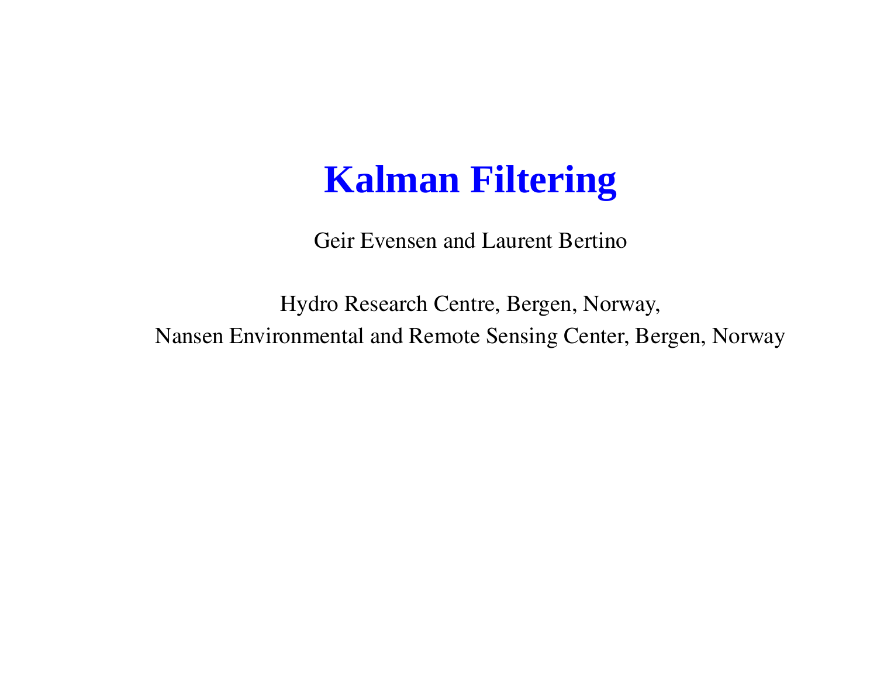# Kalman Filtering

Geir Evensen and Laurent Bertino

Hydro Research Centre, Bergen, Norway,

Nansen Environmental and Remote Sensing Center, Bergen, Norway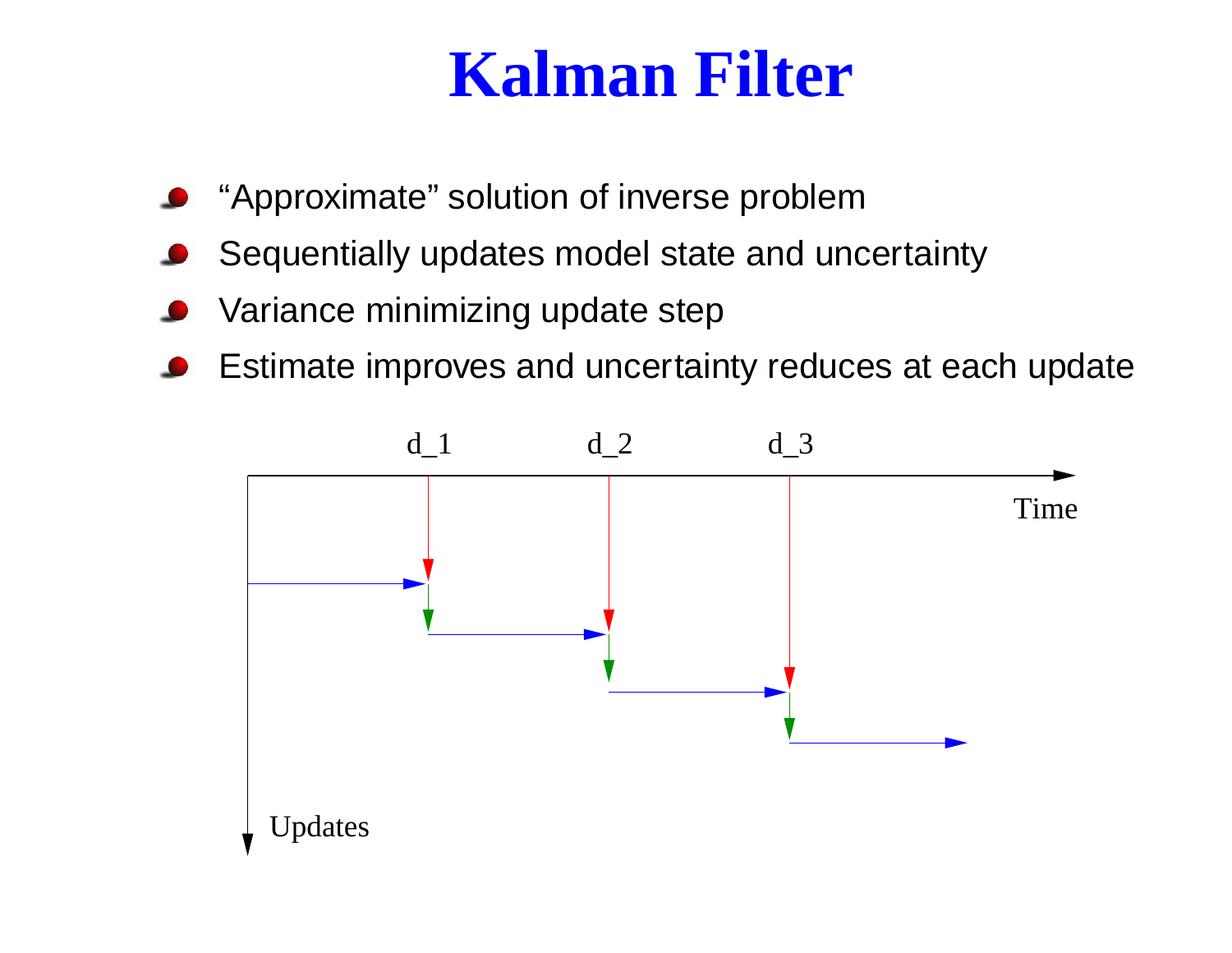# Kalman Filter

- "Approximate" solution of inverse problem
- Sequentially updates model state and uncertainty
- Variance minimizing update step
- Estimate improves and uncertainty reduces at each update

d_1 d_2 d_3

Time

Updates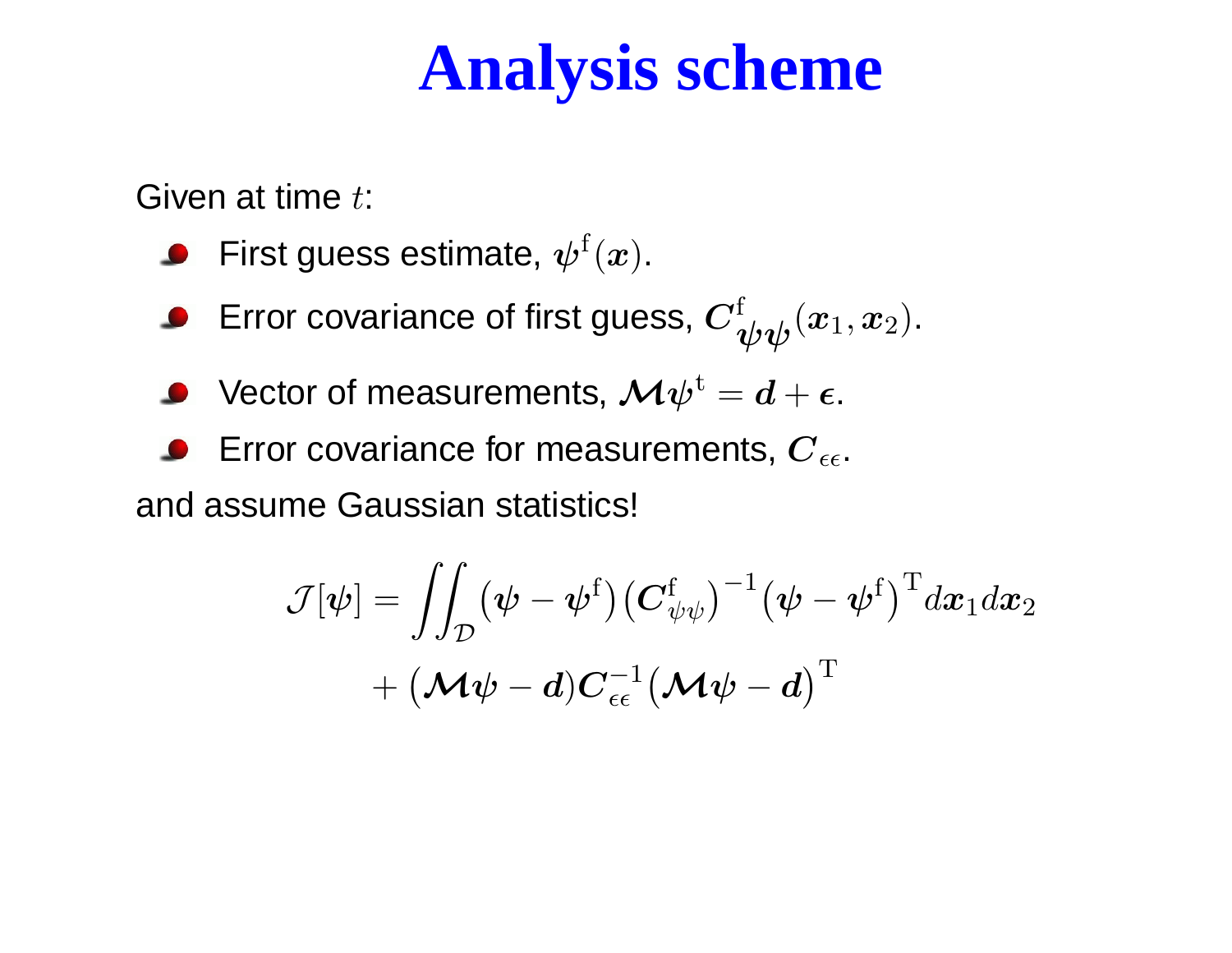# Analysis scheme

Given at time $t$:

- First guess estimate, $\boldsymbol{\psi}^{\mathrm{f}}(\boldsymbol{x})$.
- Error covariance of first guess, $\boldsymbol{C}^{\mathrm{f}}_{\boldsymbol{\psi\psi}}(\boldsymbol{x}_1, \boldsymbol{x}_2)$.
- Vector of measurements, $\boldsymbol{\mathcal{M}}\boldsymbol{\psi}^{\mathrm{t}} = \boldsymbol{d} + \boldsymbol{\epsilon}$.
- Error covariance for measurements, $\boldsymbol{C}_{\epsilon\epsilon}$.

and assume Gaussian statistics!

$$
\begin{aligned}
\mathcal{J}[\boldsymbol{\psi}] = \iint_{\mathcal{D}} \big(\boldsymbol{\psi} - \boldsymbol{\psi}^{\mathrm{f}}\big)\big(\boldsymbol{C}^{\mathrm{f}}_{\psi\psi}\big)^{-1}\big(\boldsymbol{\psi} - \boldsymbol{\psi}^{\mathrm{f}}\big)^{\mathrm{T}} d\boldsymbol{x}_1 d\boldsymbol{x}_2 \\
+ \big(\boldsymbol{\mathcal{M}}\boldsymbol{\psi} - \boldsymbol{d}\big)\boldsymbol{C}_{\epsilon\epsilon}^{-1}\big(\boldsymbol{\mathcal{M}}\boldsymbol{\psi} - \boldsymbol{d}\big)^{\mathrm{T}}
\end{aligned}
$$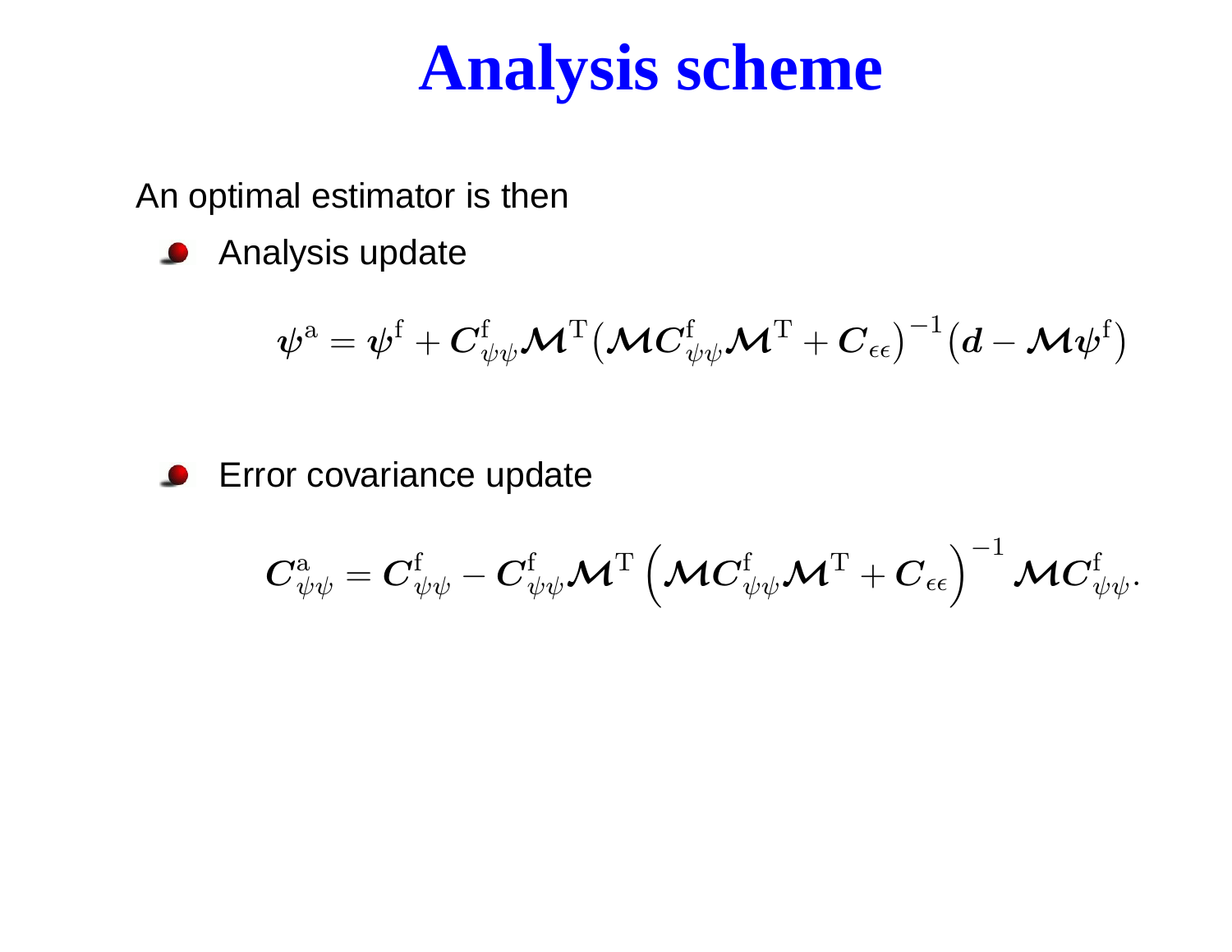# Analysis scheme

An optimal estimator is then

- Analysis update

$$\boldsymbol{\psi}^{\mathrm{a}} = \boldsymbol{\psi}^{\mathrm{f}} + \boldsymbol{C}^{\mathrm{f}}_{\psi\psi}\boldsymbol{\mathcal{M}}^{\mathrm{T}}\big(\boldsymbol{\mathcal{M}}\boldsymbol{C}^{\mathrm{f}}_{\psi\psi}\boldsymbol{\mathcal{M}}^{\mathrm{T}} + \boldsymbol{C}_{\epsilon\epsilon}\big)^{-1}\big(\boldsymbol{d} - \boldsymbol{\mathcal{M}}\boldsymbol{\psi}^{\mathrm{f}}\big)$$

- Error covariance update

$$\boldsymbol{C}^{\mathrm{a}}_{\psi\psi} = \boldsymbol{C}^{\mathrm{f}}_{\psi\psi} - \boldsymbol{C}^{\mathrm{f}}_{\psi\psi}\boldsymbol{\mathcal{M}}^{\mathrm{T}}\left(\boldsymbol{\mathcal{M}}\boldsymbol{C}^{\mathrm{f}}_{\psi\psi}\boldsymbol{\mathcal{M}}^{\mathrm{T}} + \boldsymbol{C}_{\epsilon\epsilon}\right)^{-1}\boldsymbol{\mathcal{M}}\boldsymbol{C}^{\mathrm{f}}_{\psi\psi}.$$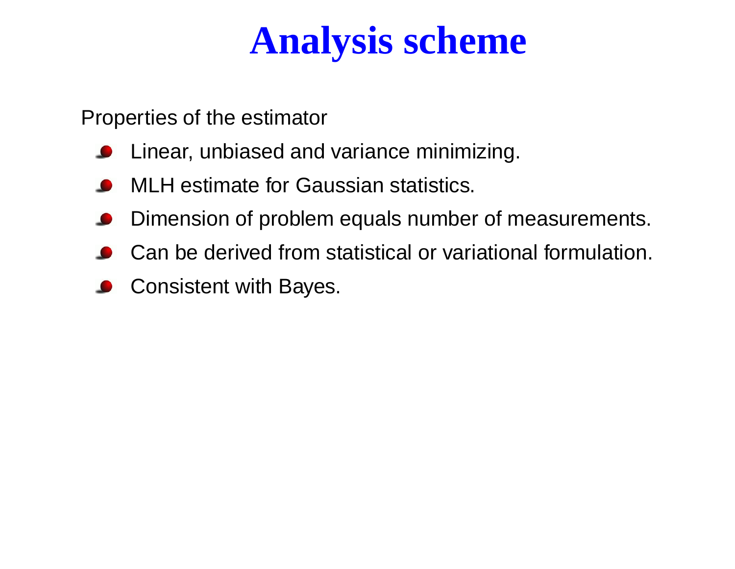# Analysis scheme

Properties of the estimator

- Linear, unbiased and variance minimizing.
- MLH estimate for Gaussian statistics.
- Dimension of problem equals number of measurements.
- Can be derived from statistical or variational formulation.
- Consistent with Bayes.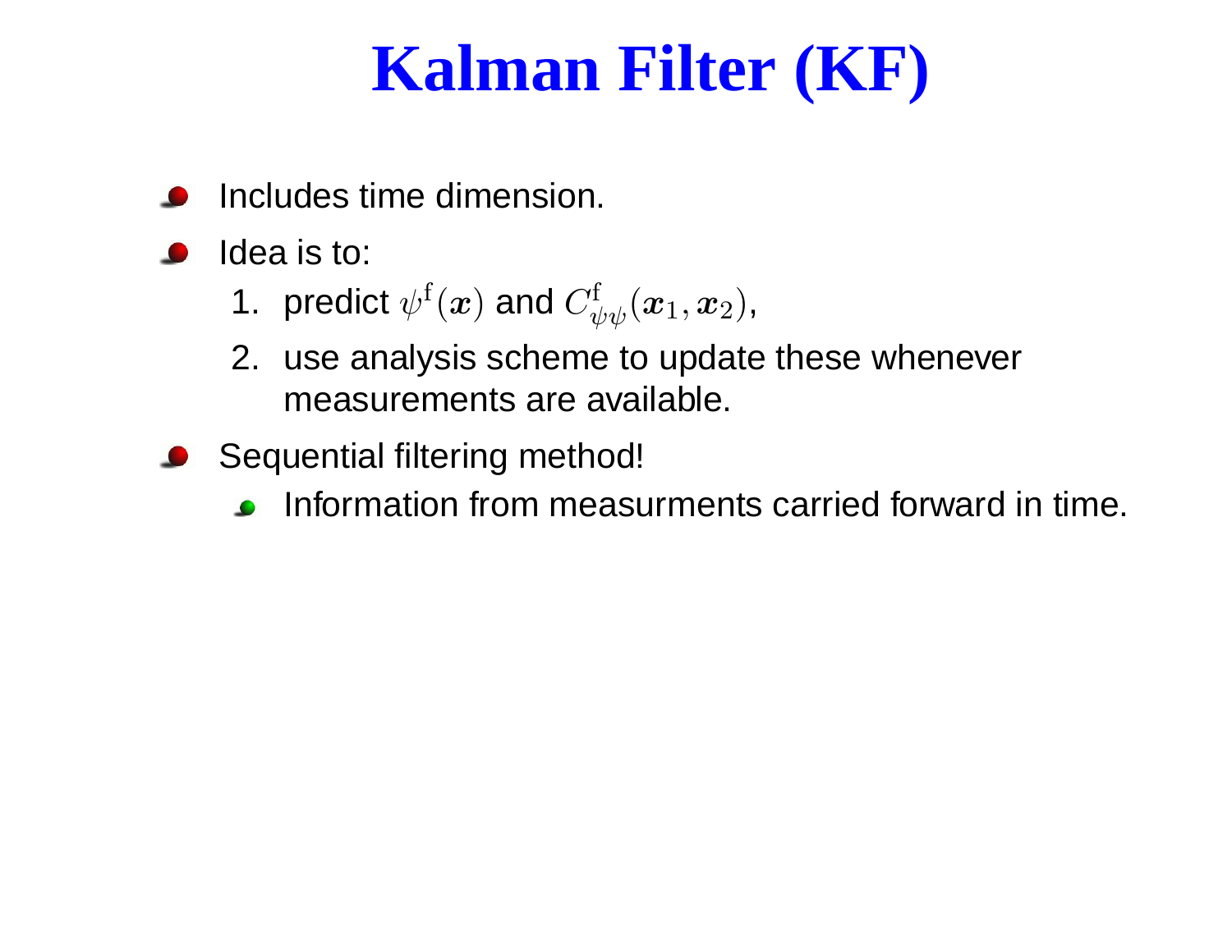# Kalman Filter (KF)

- Includes time dimension.
- Idea is to:
  1. predict $\psi^{\mathrm{f}}(\boldsymbol{x})$ and $C^{\mathrm{f}}_{\psi\psi}(\boldsymbol{x}_1, \boldsymbol{x}_2)$,
  2. use analysis scheme to update these whenever measurements are available.
- Sequential filtering method!
  - Information from measurments carried forward in time.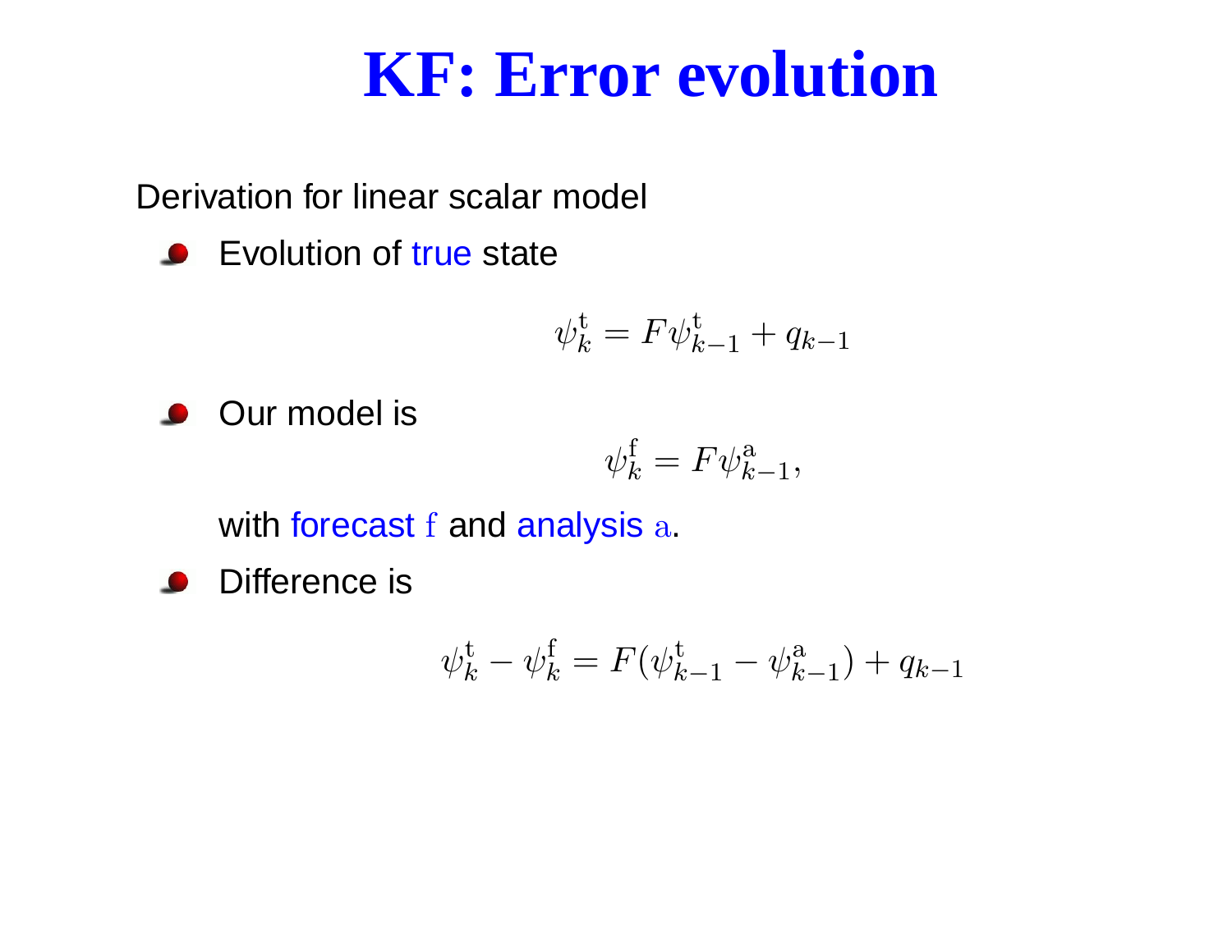# KF: Error evolution

Derivation for linear scalar model

- Evolution of true state

$$\psi_k^{\mathrm{t}} = F\psi_{k-1}^{\mathrm{t}} + q_{k-1}$$

- Our model is

$$\psi_k^{\mathrm{f}} = F\psi_{k-1}^{\mathrm{a}},$$

  with forecast $\mathrm{f}$ and analysis $\mathrm{a}$.

- Difference is

$$\psi_k^{\mathrm{t}} - \psi_k^{\mathrm{f}} = F(\psi_{k-1}^{\mathrm{t}} - \psi_{k-1}^{\mathrm{a}}) + q_{k-1}$$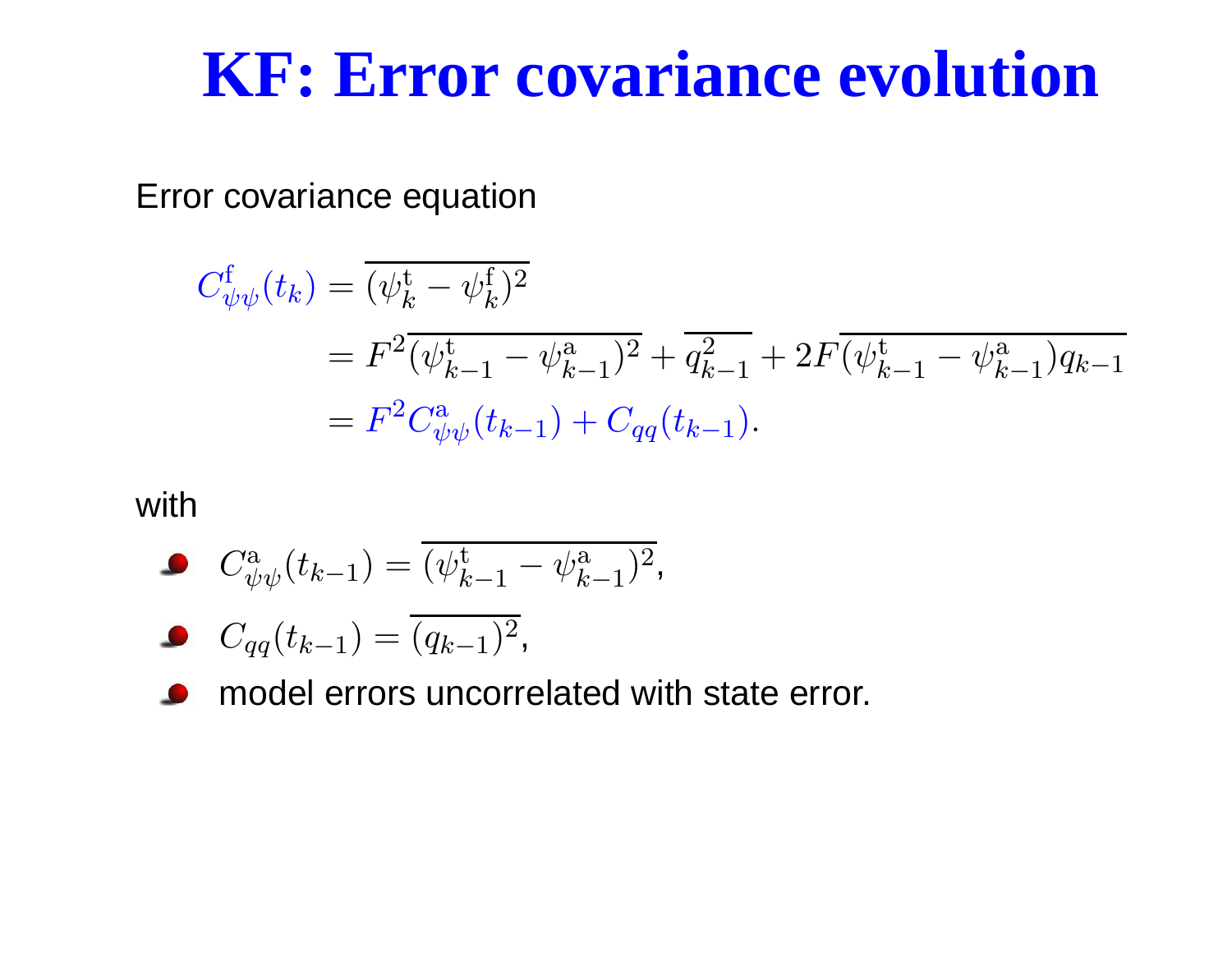# KF: Error covariance evolution

Error covariance equation

$$
\begin{aligned}
C^{\mathrm{f}}_{\psi\psi}(t_k) &= \overline{(\psi^{\mathrm{t}}_k - \psi^{\mathrm{f}}_k)^2} \\
&= F^2\overline{(\psi^{\mathrm{t}}_{k-1} - \psi^{\mathrm{a}}_{k-1})^2} + \overline{q^2_{k-1}} + 2F\overline{(\psi^{\mathrm{t}}_{k-1} - \psi^{\mathrm{a}}_{k-1})q_{k-1}} \\
&= F^2 C^{\mathrm{a}}_{\psi\psi}(t_{k-1}) + C_{qq}(t_{k-1}).
\end{aligned}
$$

with

- $C^{\mathrm{a}}_{\psi\psi}(t_{k-1}) = \overline{(\psi^{\mathrm{t}}_{k-1} - \psi^{\mathrm{a}}_{k-1})^2}$,
- $C_{qq}(t_{k-1}) = \overline{(q_{k-1})^2}$,
- model errors uncorrelated with state error.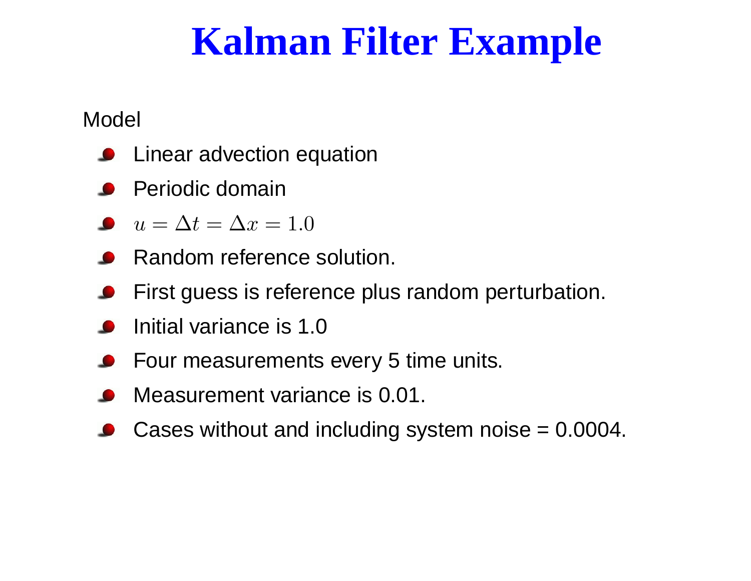# Kalman Filter Example

Model

- Linear advection equation
- Periodic domain
- $u = \Delta t = \Delta x = 1.0$
- Random reference solution.
- First guess is reference plus random perturbation.
- Initial variance is 1.0
- Four measurements every 5 time units.
- Measurement variance is 0.01.
- Cases without and including system noise = 0.0004.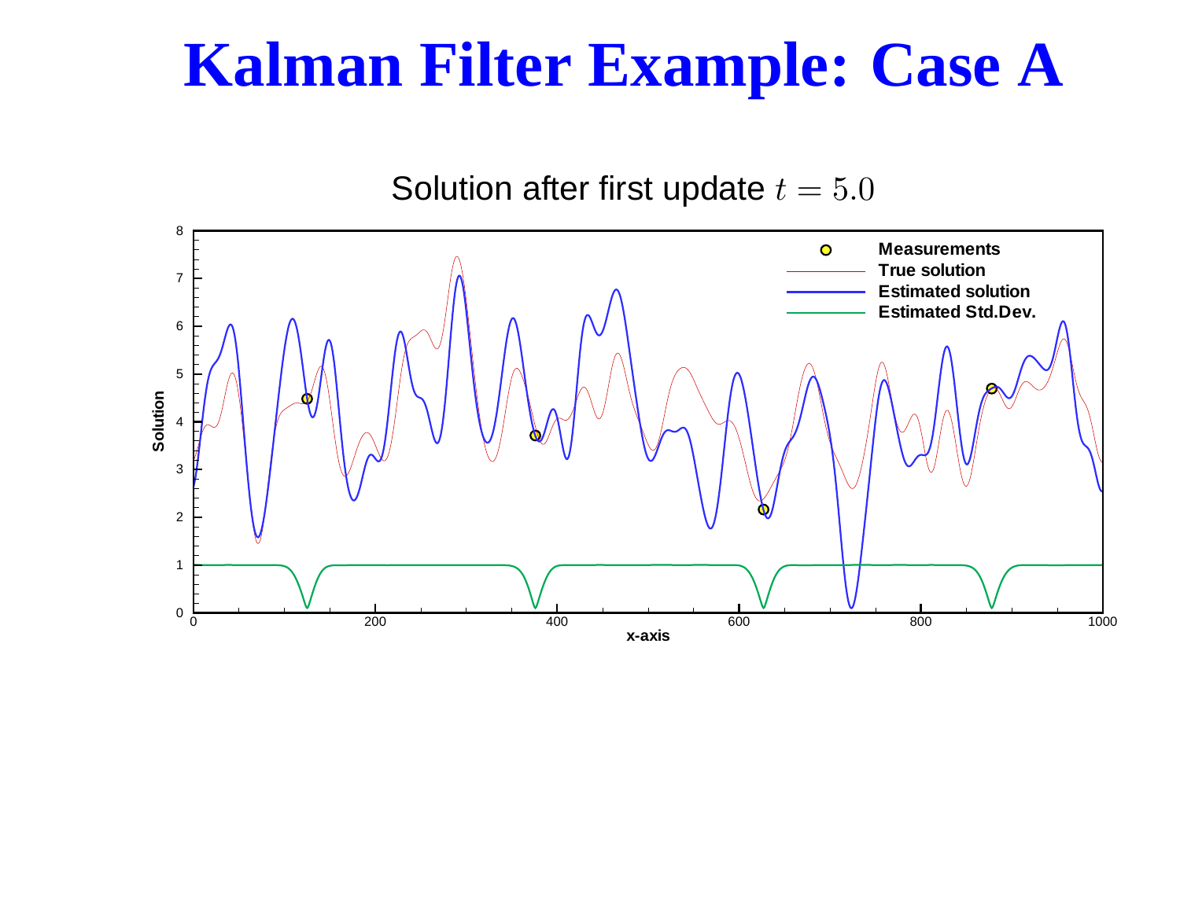# Kalman Filter Example: Case A

Solution after first update $t = 5.0$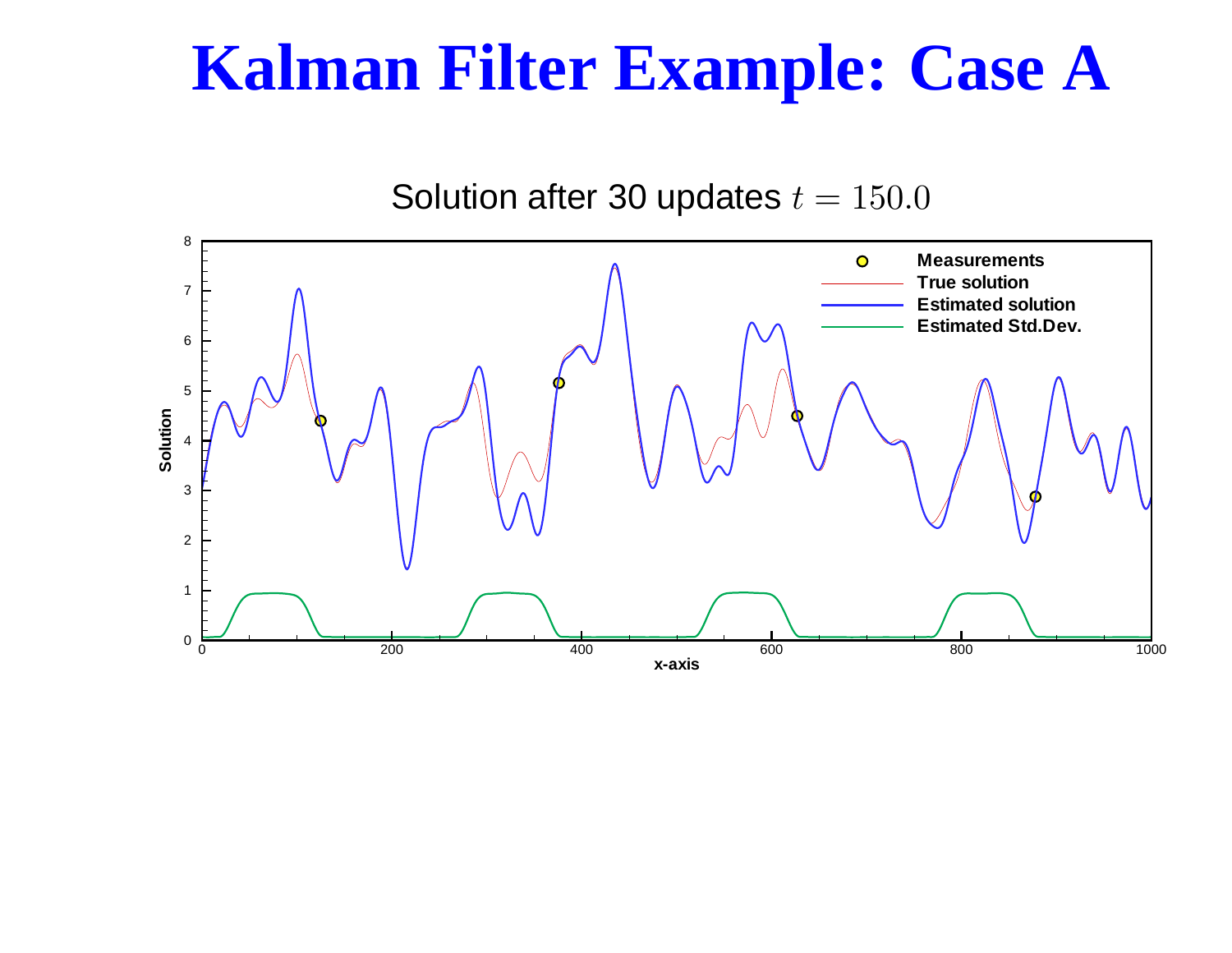# Kalman Filter Example: Case A

Solution after 30 updates $t = 150.0$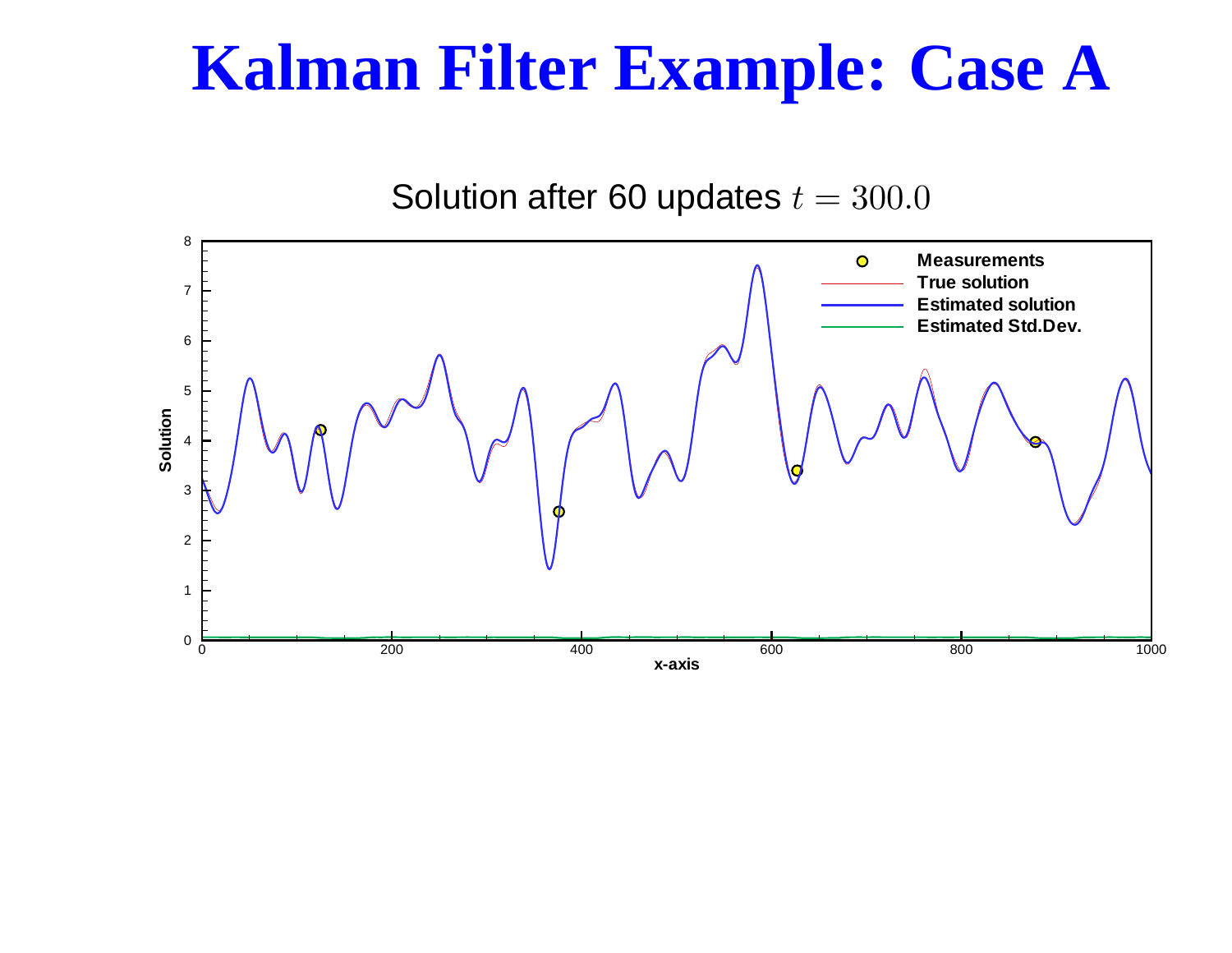# Kalman Filter Example: Case A

Solution after 60 updates $t = 300.0$

Solution

x-axis

Measurements

True solution

Estimated solution

Estimated Std.Dev.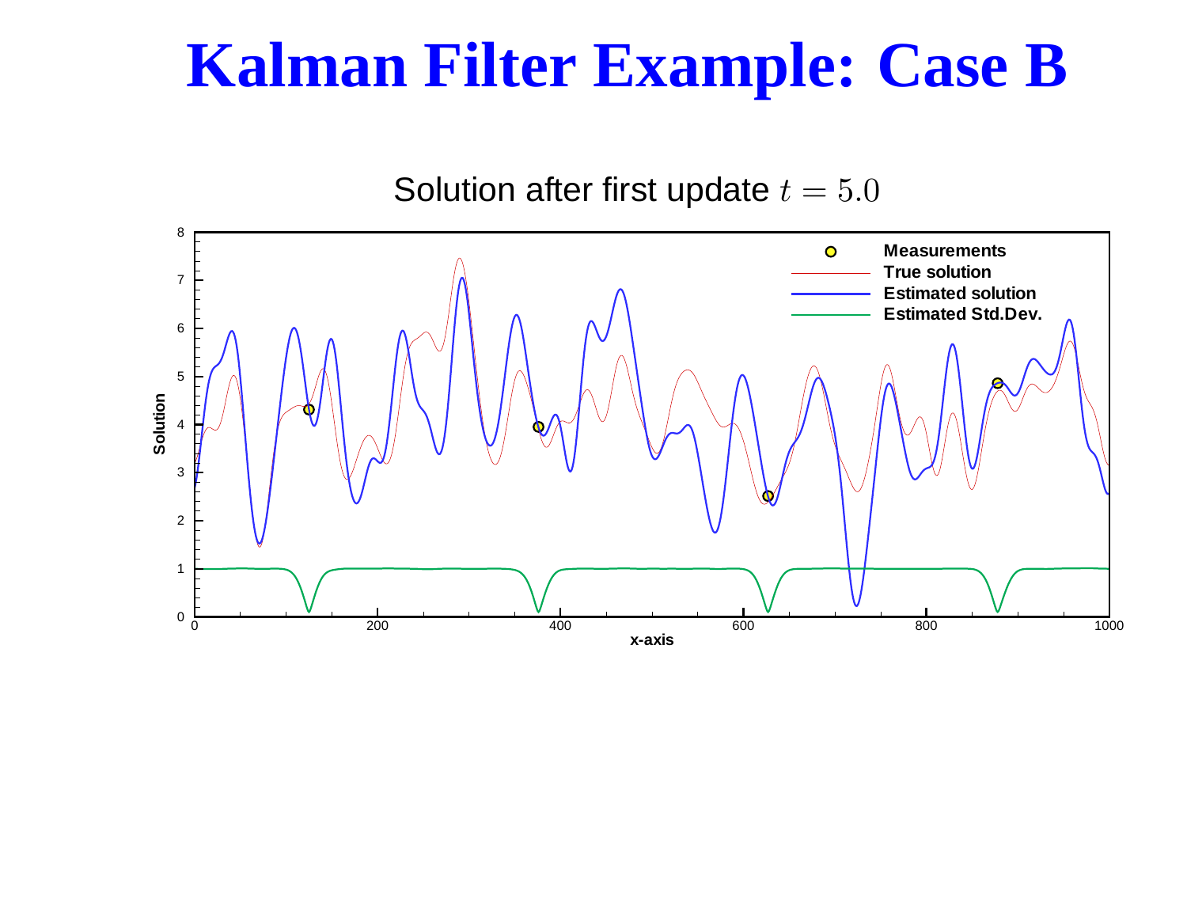# Kalman Filter Example: Case B

Solution after first update $t = 5.0$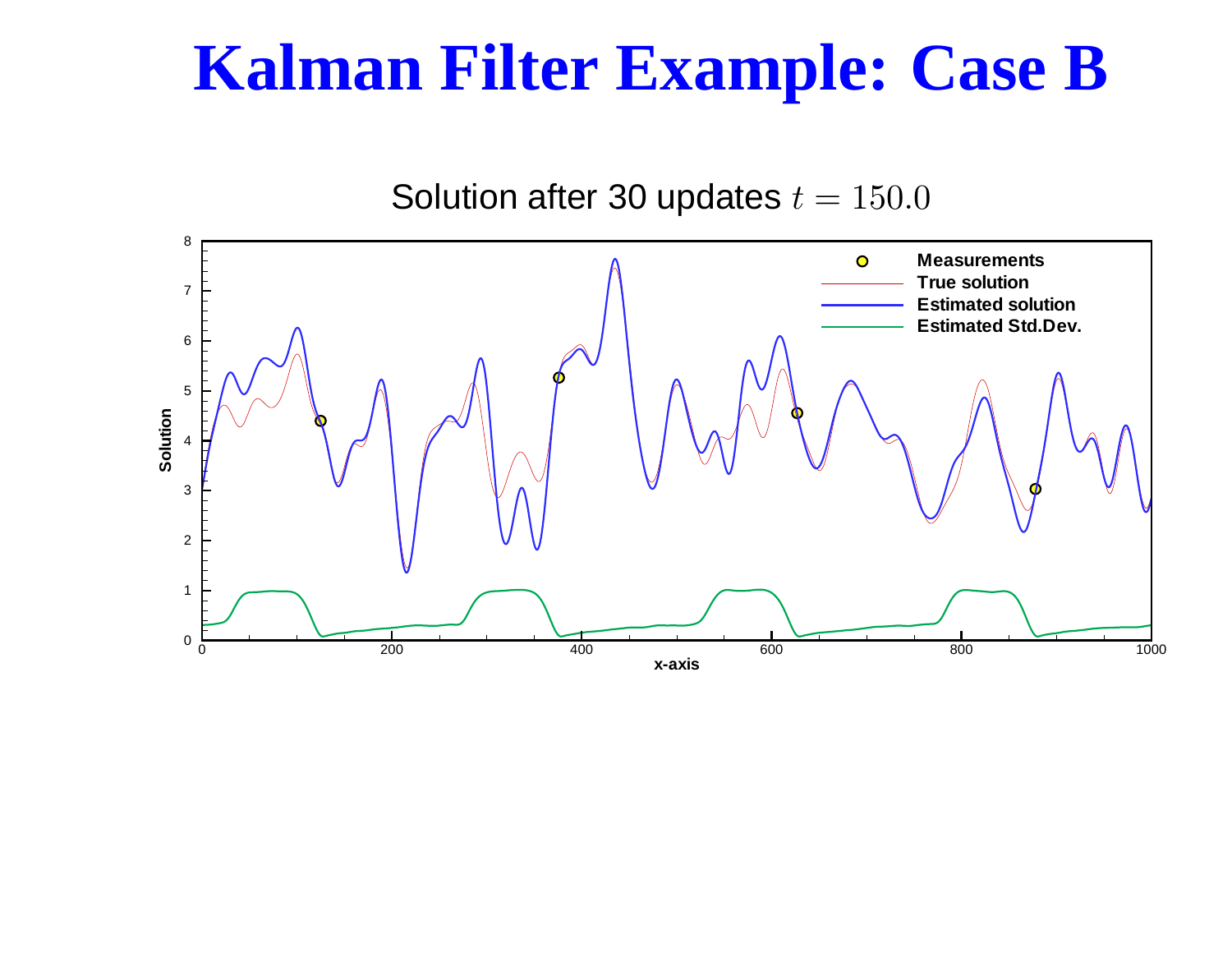# Kalman Filter Example: Case B

Solution after 30 updates $t = 150.0$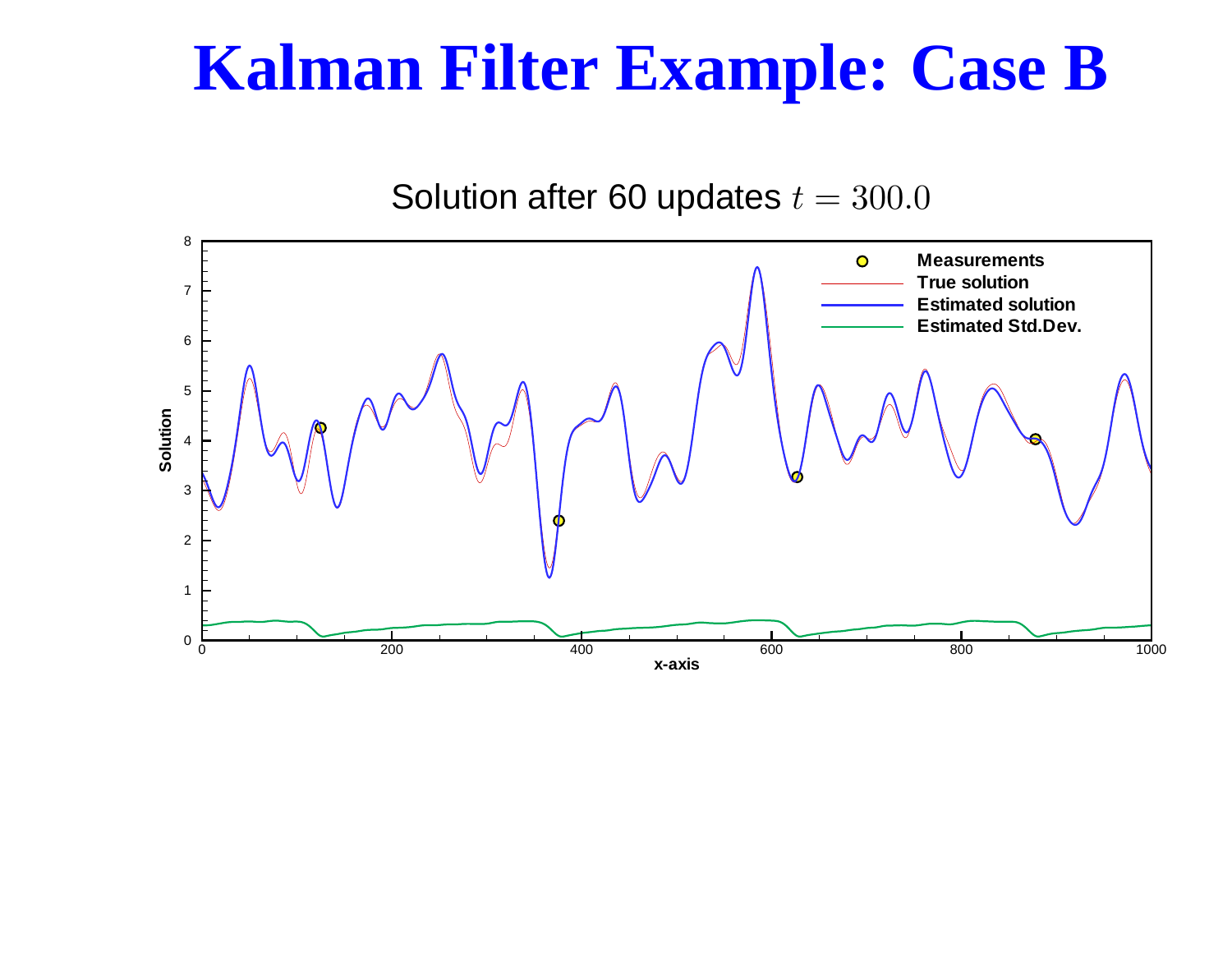# Kalman Filter Example: Case B

Solution after 60 updates $t = 300.0$

Measurements
True solution
Estimated solution
Estimated Std.Dev.

Solution

x-axis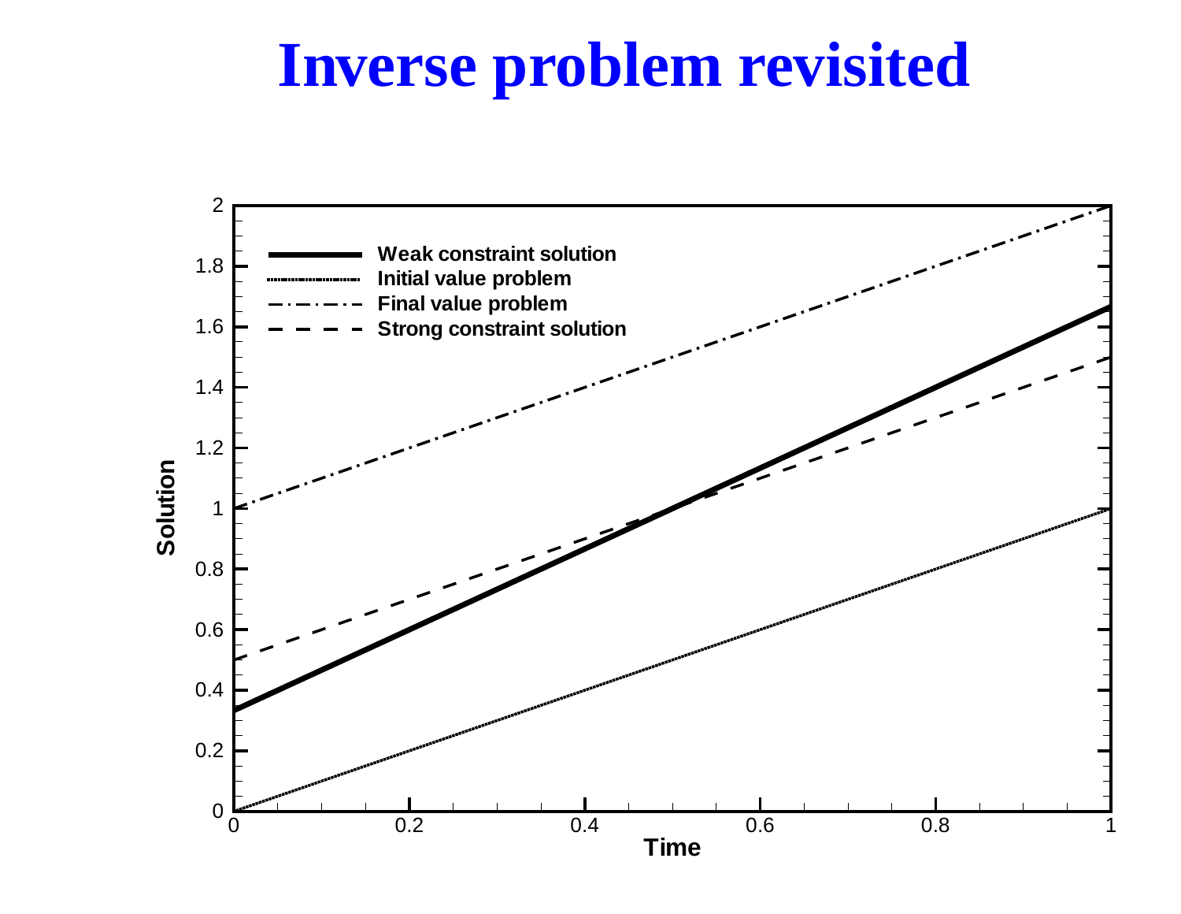# Inverse problem revisited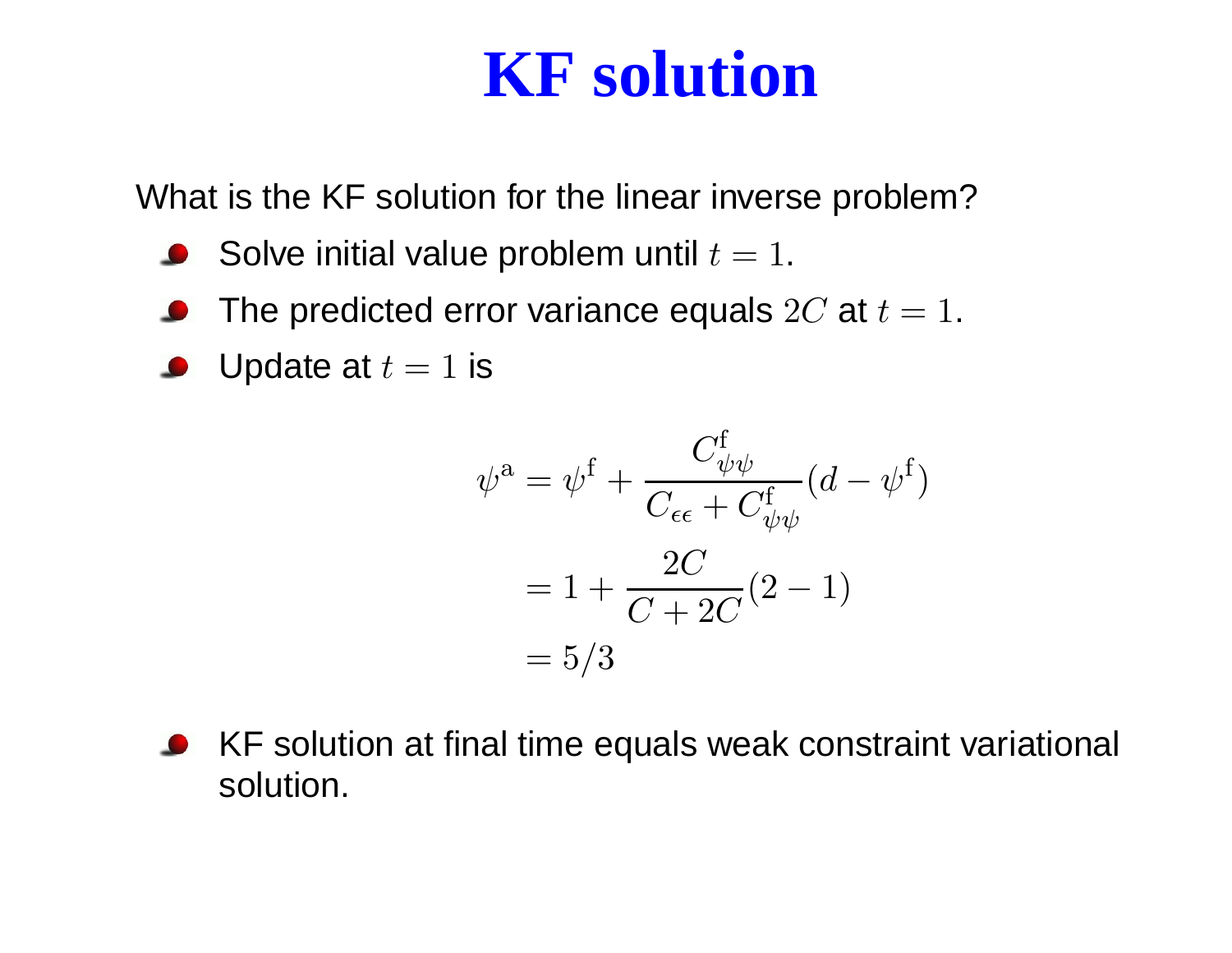# KF solution

What is the KF solution for the linear inverse problem?

- Solve initial value problem until $t = 1$.
- The predicted error variance equals $2C$ at $t = 1$.
- Update at $t = 1$ is

$$
\begin{aligned}
\psi^{\mathrm{a}} &= \psi^{\mathrm{f}} + \frac{C^{\mathrm{f}}_{\psi\psi}}{C_{\epsilon\epsilon} + C^{\mathrm{f}}_{\psi\psi}}(d - \psi^{\mathrm{f}}) \\
&= 1 + \frac{2C}{C + 2C}(2 - 1) \\
&= 5/3
\end{aligned}
$$

- KF solution at final time equals weak constraint variational solution.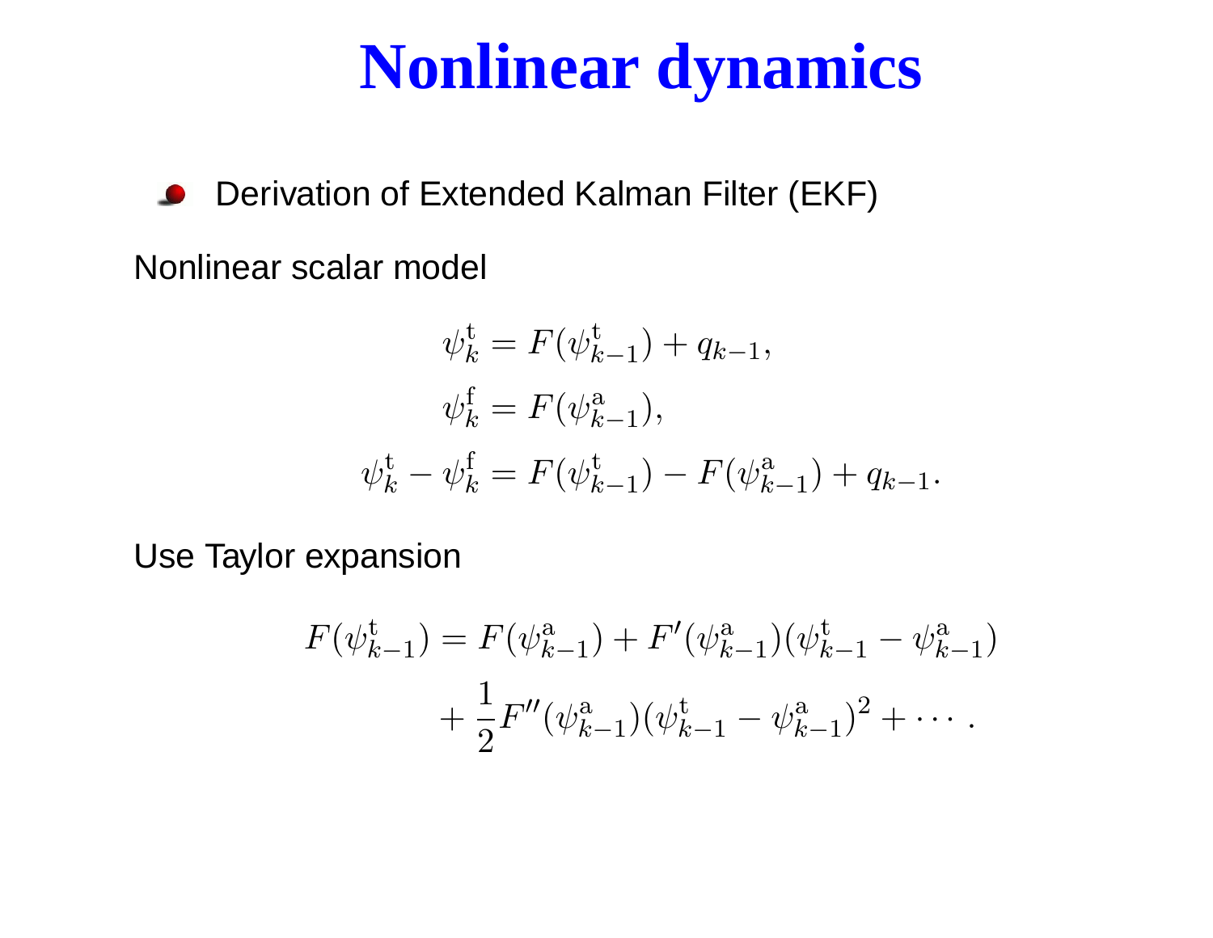# Nonlinear dynamics

- Derivation of Extended Kalman Filter (EKF)

Nonlinear scalar model

$$
\begin{aligned}
\psi_k^{\mathrm{t}} &= F(\psi_{k-1}^{\mathrm{t}}) + q_{k-1}, \\
\psi_k^{\mathrm{f}} &= F(\psi_{k-1}^{\mathrm{a}}), \\
\psi_k^{\mathrm{t}} - \psi_k^{\mathrm{f}} &= F(\psi_{k-1}^{\mathrm{t}}) - F(\psi_{k-1}^{\mathrm{a}}) + q_{k-1}.
\end{aligned}
$$

Use Taylor expansion

$$
\begin{aligned}
F(\psi_{k-1}^{\mathrm{t}}) = F(\psi_{k-1}^{\mathrm{a}}) &+ F'(\psi_{k-1}^{\mathrm{a}})(\psi_{k-1}^{\mathrm{t}} - \psi_{k-1}^{\mathrm{a}}) \\
&+ \frac{1}{2} F''(\psi_{k-1}^{\mathrm{a}})(\psi_{k-1}^{\mathrm{t}} - \psi_{k-1}^{\mathrm{a}})^2 + \cdots .
\end{aligned}
$$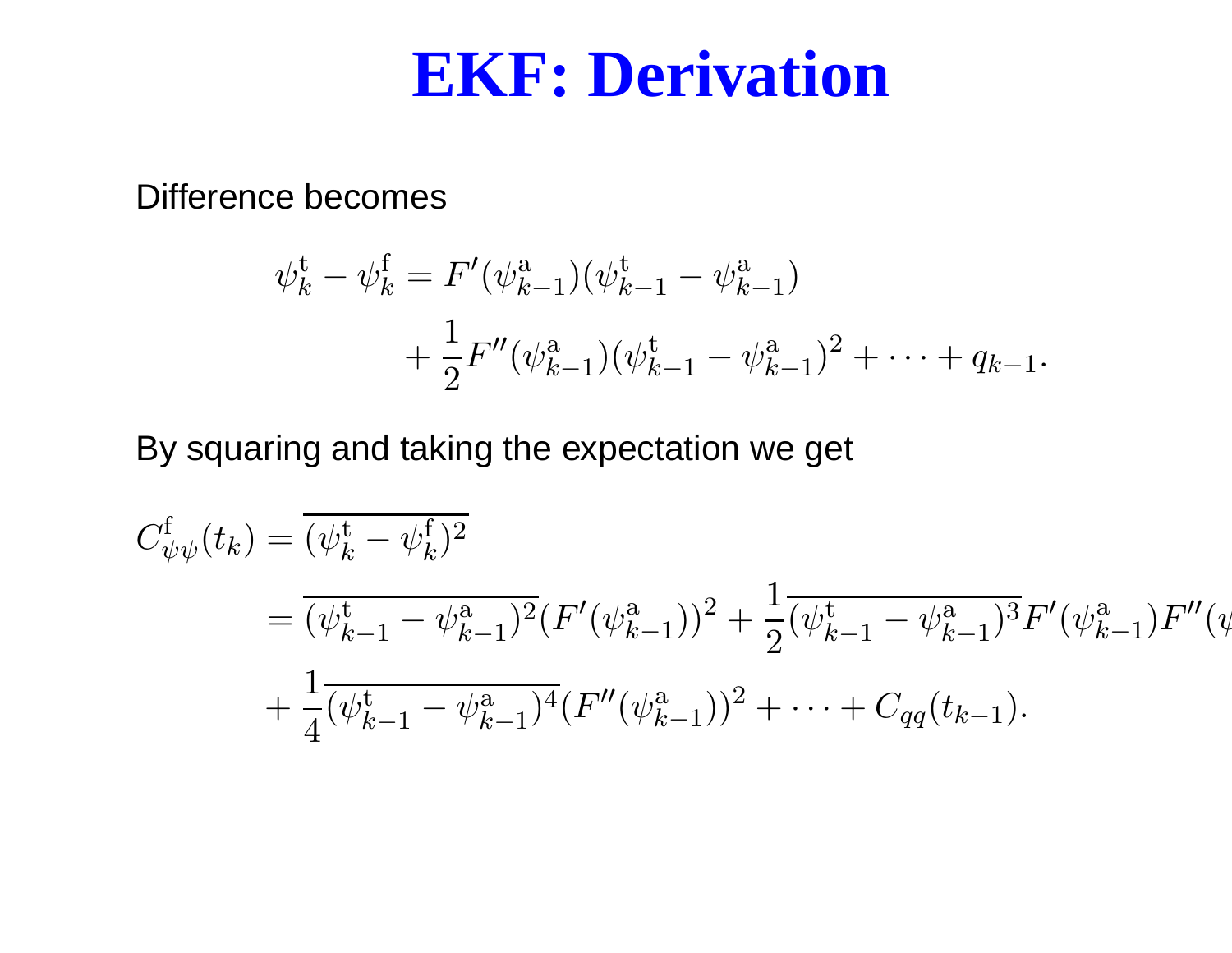# EKF: Derivation

Difference becomes

$$
\begin{aligned}
\psi_k^{\mathrm{t}} - \psi_k^{\mathrm{f}} = {} & F'(\psi_{k-1}^{\mathrm{a}})(\psi_{k-1}^{\mathrm{t}} - \psi_{k-1}^{\mathrm{a}}) \\
& + \frac{1}{2} F''(\psi_{k-1}^{\mathrm{a}})(\psi_{k-1}^{\mathrm{t}} - \psi_{k-1}^{\mathrm{a}})^2 + \cdots + q_{k-1}.
\end{aligned}
$$

By squaring and taking the expectation we get

$$
\begin{aligned}
C_{\psi\psi}^{\mathrm{f}}(t_k) &= \overline{(\psi_k^{\mathrm{t}} - \psi_k^{\mathrm{f}})^2} \\
&= \overline{(\psi_{k-1}^{\mathrm{t}} - \psi_{k-1}^{\mathrm{a}})^2} (F'(\psi_{k-1}^{\mathrm{a}}))^2 + \frac{1}{2} \overline{(\psi_{k-1}^{\mathrm{t}} - \psi_{k-1}^{\mathrm{a}})^3} F'(\psi_{k-1}^{\mathrm{a}}) F''(\psi
\end{aligned}
$$

$$
+ \frac{1}{4} \overline{(\psi_{k-1}^{\mathrm{t}} - \psi_{k-1}^{\mathrm{a}})^4} (F''(\psi_{k-1}^{\mathrm{a}}))^2 + \cdots + C_{qq}(t_{k-1}).
$$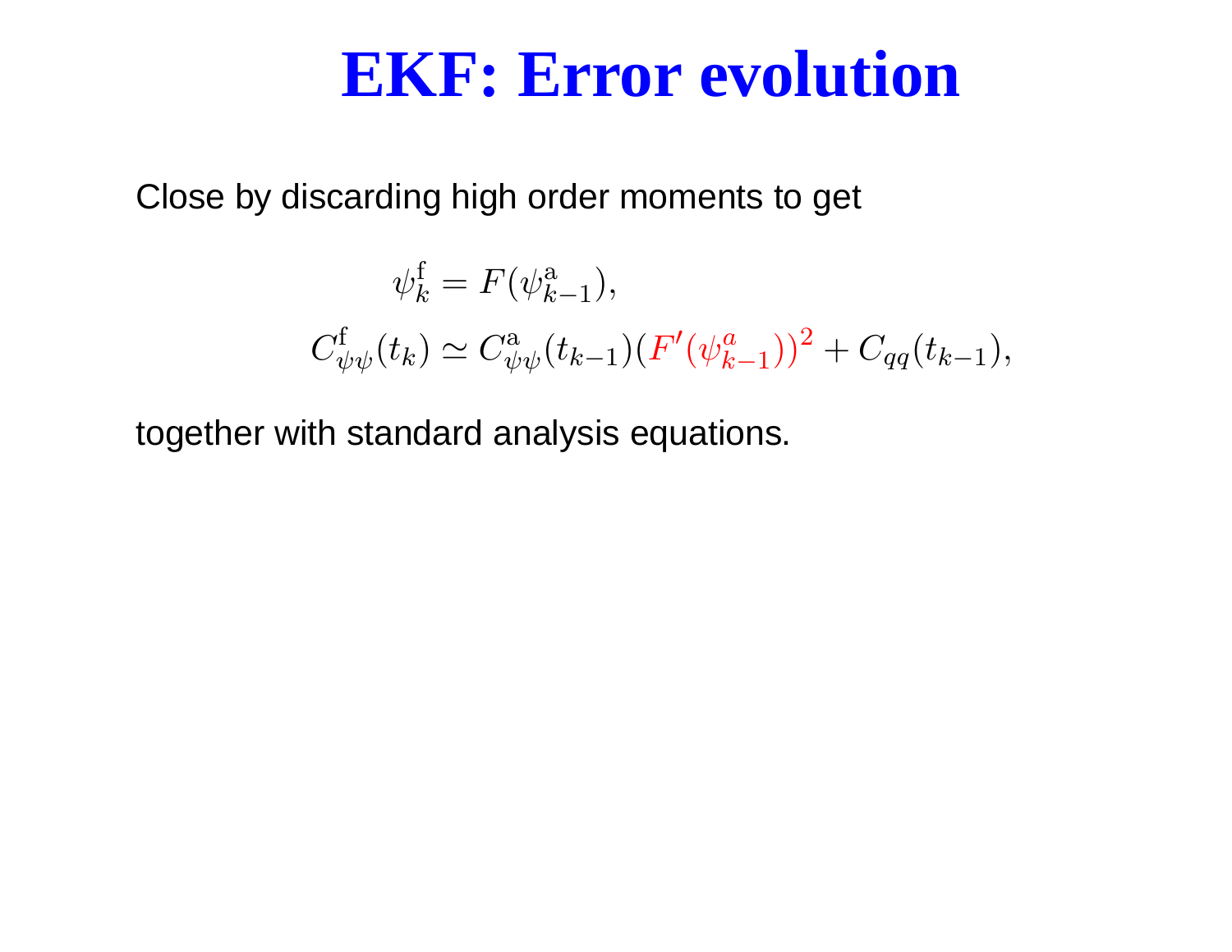# EKF: Error evolution

Close by discarding high order moments to get

$$
\begin{aligned}
\psi_k^{\mathrm{f}} &= F(\psi_{k-1}^{\mathrm{a}}), \\
C_{\psi\psi}^{\mathrm{f}}(t_k) &\simeq C_{\psi\psi}^{\mathrm{a}}(t_{k-1})\left(F'(\psi_{k-1}^{a})\right)^2 + C_{qq}(t_{k-1}),
\end{aligned}
$$

together with standard analysis equations.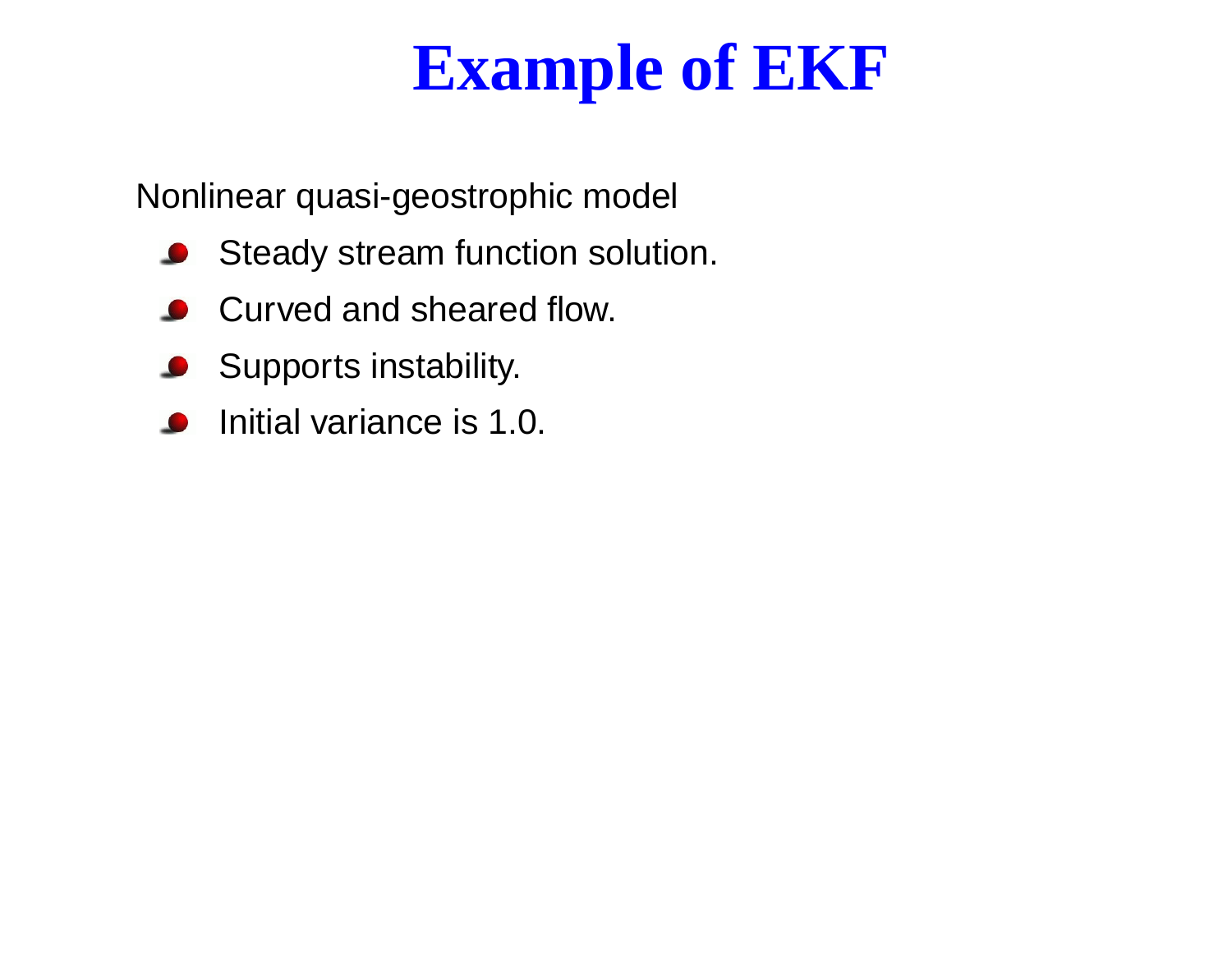# Example of EKF

Nonlinear quasi-geostrophic model

- Steady stream function solution.
- Curved and sheared flow.
- Supports instability.
- Initial variance is 1.0.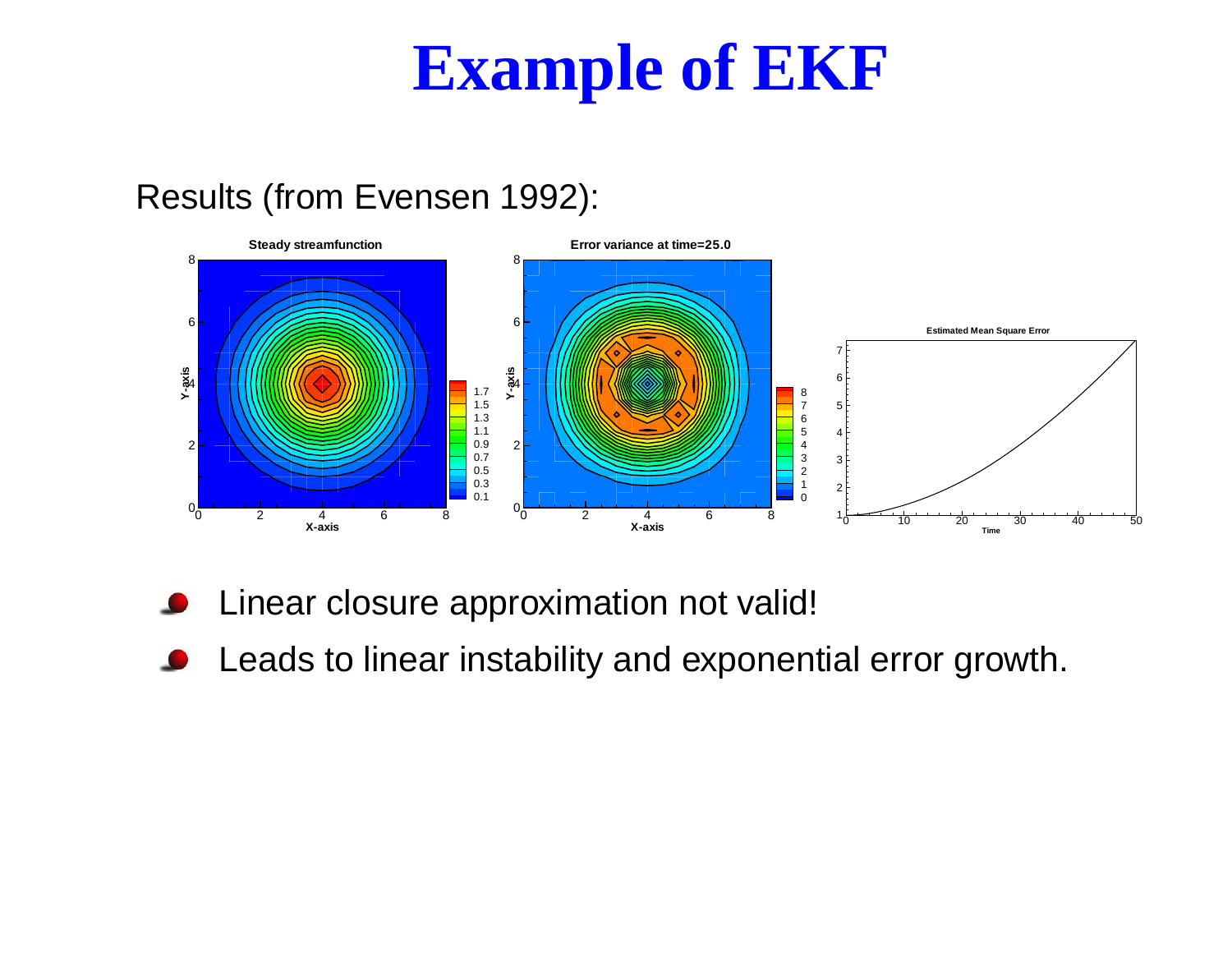# Example of EKF

Results (from Evensen 1992):

- Linear closure approximation not valid!
- Leads to linear instability and exponential error growth.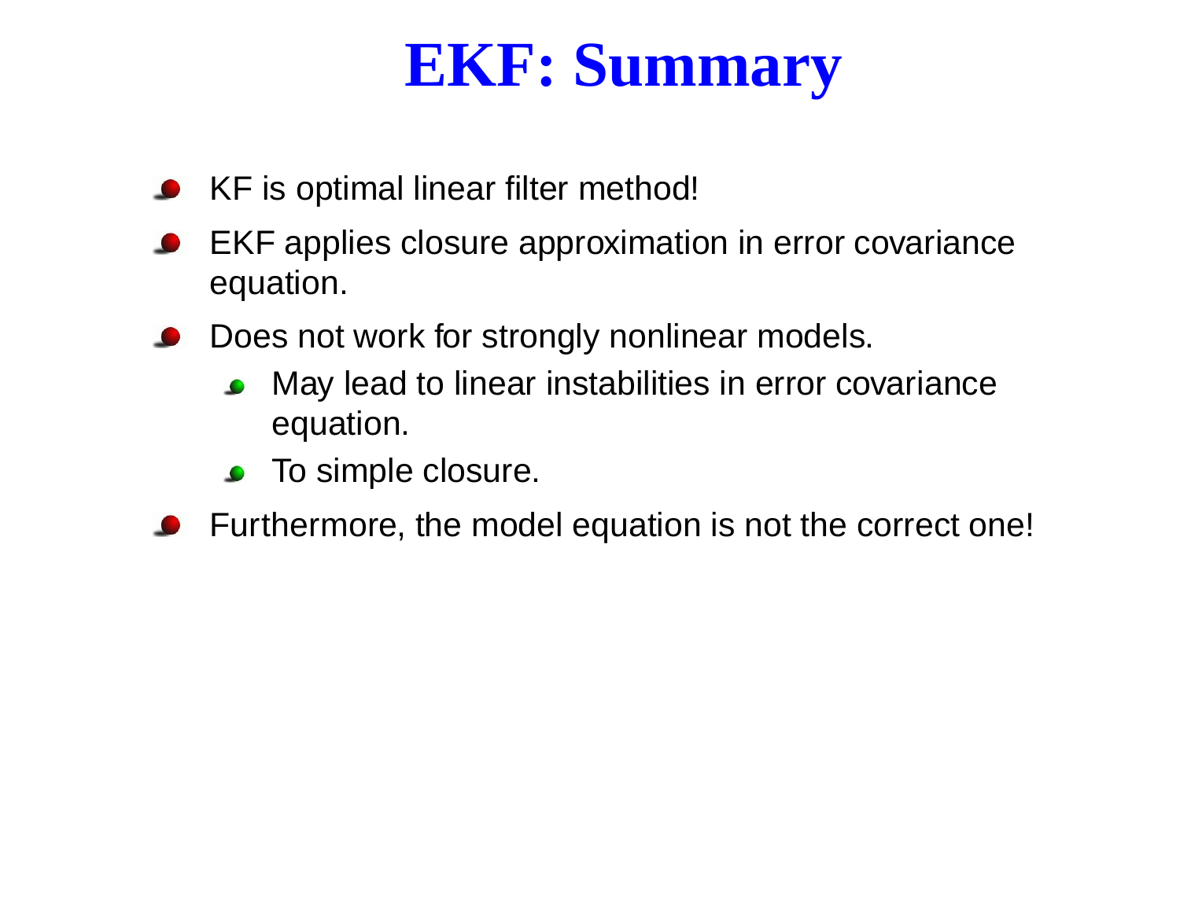# EKF: Summary

- KF is optimal linear filter method!
- EKF applies closure approximation in error covariance equation.
- Does not work for strongly nonlinear models.
  - May lead to linear instabilities in error covariance equation.
  - To simple closure.
- Furthermore, the model equation is not the correct one!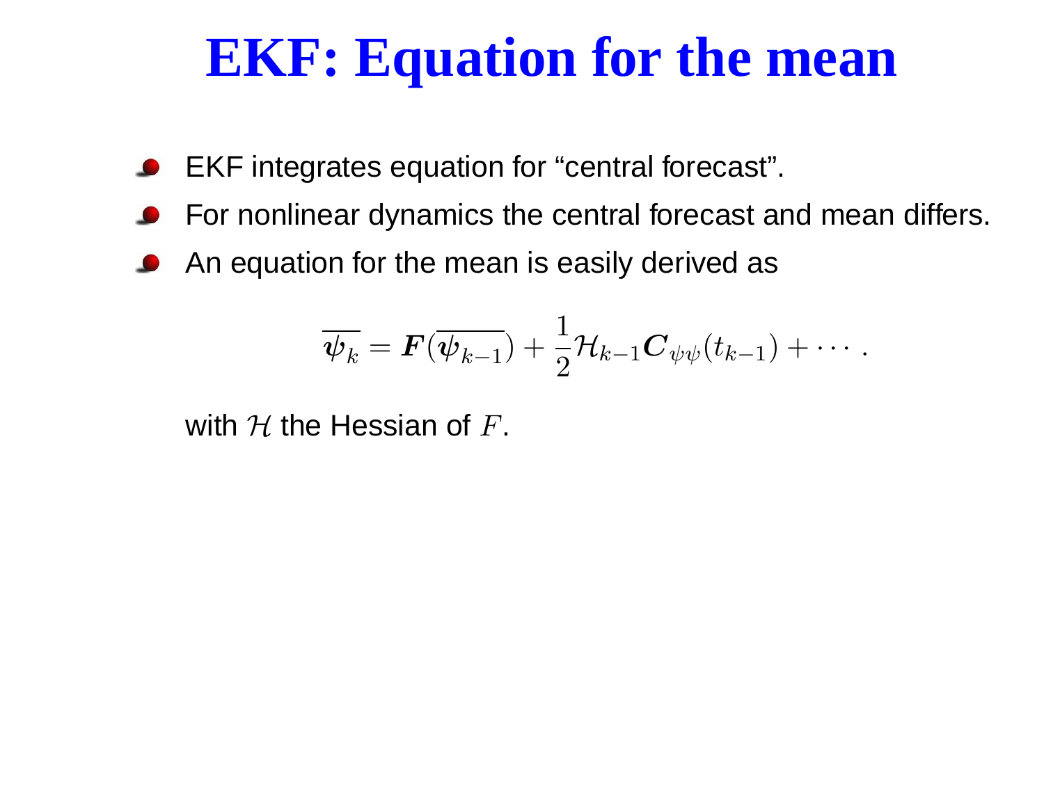# EKF: Equation for the mean

- EKF integrates equation for “central forecast”.
- For nonlinear dynamics the central forecast and mean differs.
- An equation for the mean is easily derived as

$$\overline{\boldsymbol{\psi}_k} = \boldsymbol{F}(\overline{\boldsymbol{\psi}_{k-1}}) + \frac{1}{2}\mathcal{H}_{k-1}\boldsymbol{C}_{\psi\psi}(t_{k-1}) + \cdots .$$

  with $\mathcal{H}$ the Hessian of $F$.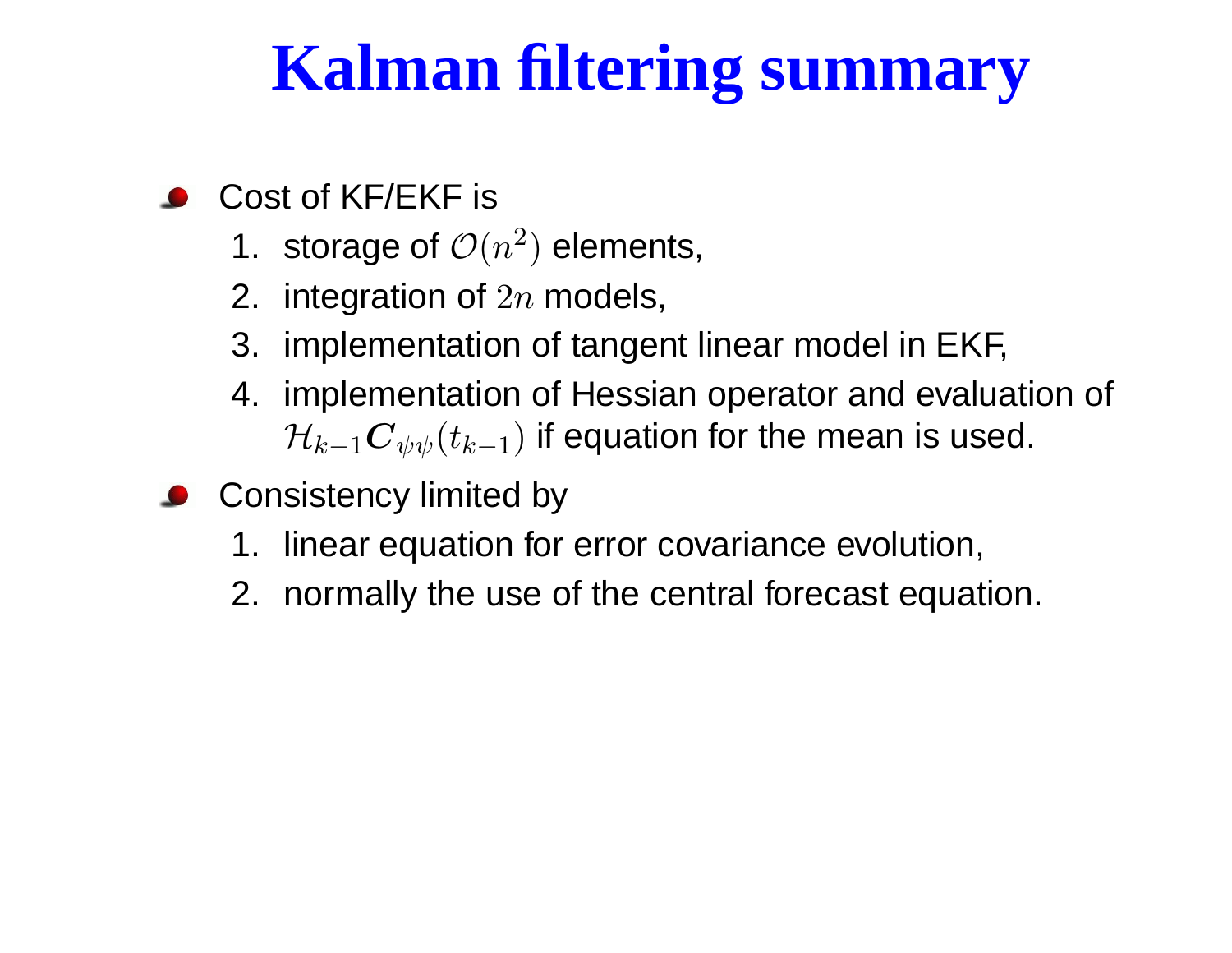# Kalman filtering summary

- Cost of KF/EKF is
  1. storage of $\mathcal{O}(n^2)$ elements,
  2. integration of $2n$ models,
  3. implementation of tangent linear model in EKF,
  4. implementation of Hessian operator and evaluation of $\mathcal{H}_{k-1}\boldsymbol{C}_{\psi\psi}(t_{k-1})$ if equation for the mean is used.
- Consistency limited by
  1. linear equation for error covariance evolution,
  2. normally the use of the central forecast equation.